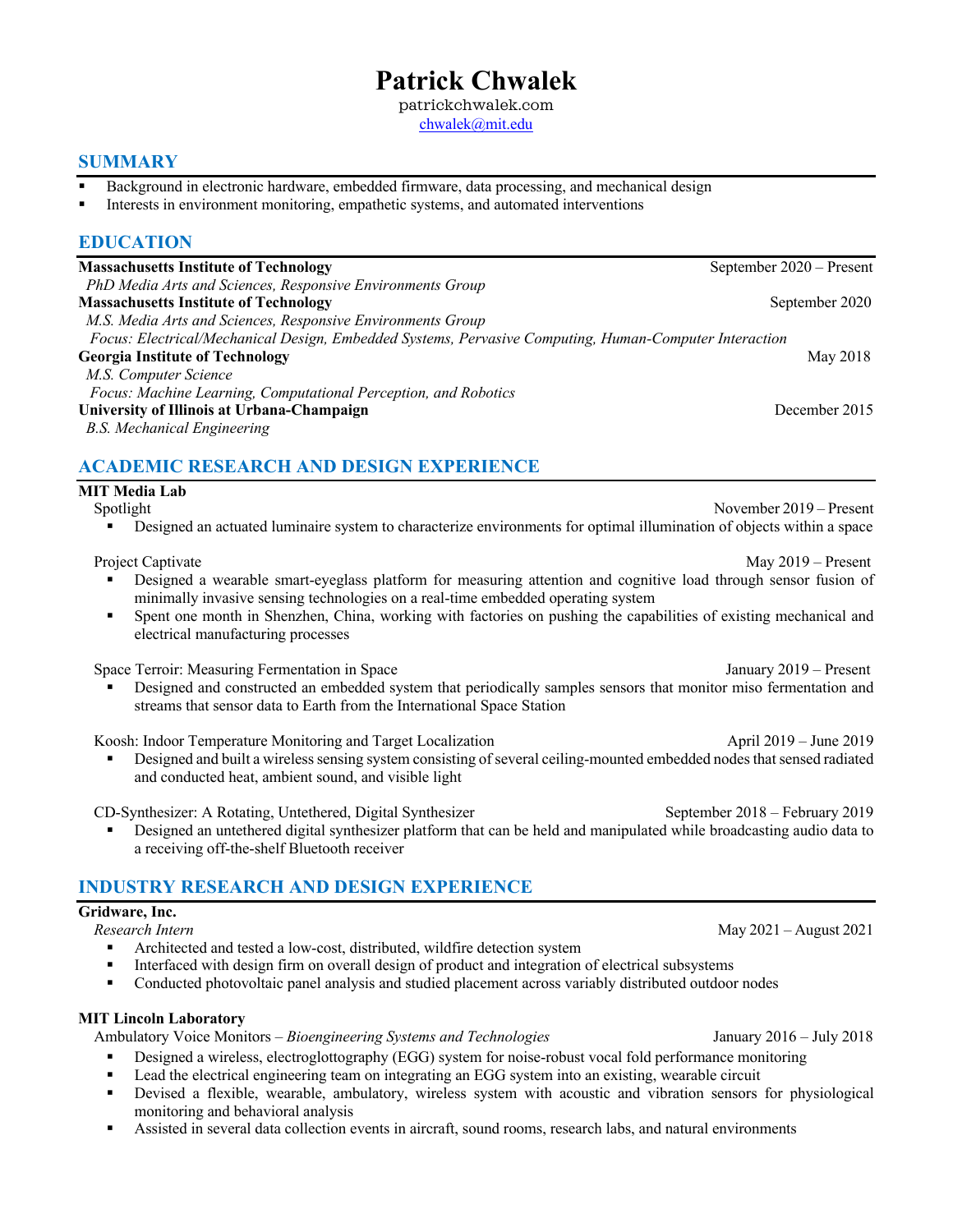# Patrick Chwalek

patrickchwalek.com
chwalek@mit.edu

## SUMMARY

- Background in electronic hardware, embedded firmware, data processing, and mechanical design
- Interests in environment monitoring, empathetic systems, and automated interventions

## EDUCATION

**Massachusetts Institute of Technology** — September 2020 – Present
*PhD Media Arts and Sciences, Responsive Environments Group*

**Massachusetts Institute of Technology** — September 2020
*M.S. Media Arts and Sciences, Responsive Environments Group*
*Focus: Electrical/Mechanical Design, Embedded Systems, Pervasive Computing, Human-Computer Interaction*

**Georgia Institute of Technology** — May 2018
*M.S. Computer Science*
*Focus: Machine Learning, Computational Perception, and Robotics*

**University of Illinois at Urbana-Champaign** — December 2015
*B.S. Mechanical Engineering*

## ACADEMIC RESEARCH AND DESIGN EXPERIENCE

**MIT Media Lab**

Spotlight — November 2019 – Present

- Designed an actuated luminaire system to characterize environments for optimal illumination of objects within a space

Project Captivate — May 2019 – Present

- Designed a wearable smart-eyeglass platform for measuring attention and cognitive load through sensor fusion of minimally invasive sensing technologies on a real-time embedded operating system
- Spent one month in Shenzhen, China, working with factories on pushing the capabilities of existing mechanical and electrical manufacturing processes

Space Terroir: Measuring Fermentation in Space — January 2019 – Present

- Designed and constructed an embedded system that periodically samples sensors that monitor miso fermentation and streams that sensor data to Earth from the International Space Station

Koosh: Indoor Temperature Monitoring and Target Localization — April 2019 – June 2019

- Designed and built a wireless sensing system consisting of several ceiling-mounted embedded nodes that sensed radiated and conducted heat, ambient sound, and visible light

CD-Synthesizer: A Rotating, Untethered, Digital Synthesizer — September 2018 – February 2019

- Designed an untethered digital synthesizer platform that can be held and manipulated while broadcasting audio data to a receiving off-the-shelf Bluetooth receiver

## INDUSTRY RESEARCH AND DESIGN EXPERIENCE

**Gridware, Inc.**

*Research Intern* — May 2021 – August 2021

- Architected and tested a low-cost, distributed, wildfire detection system
- Interfaced with design firm on overall design of product and integration of electrical subsystems
- Conducted photovoltaic panel analysis and studied placement across variably distributed outdoor nodes

**MIT Lincoln Laboratory**

Ambulatory Voice Monitors – *Bioengineering Systems and Technologies* — January 2016 – July 2018

- Designed a wireless, electroglottography (EGG) system for noise-robust vocal fold performance monitoring
- Lead the electrical engineering team on integrating an EGG system into an existing, wearable circuit
- Devised a flexible, wearable, ambulatory, wireless system with acoustic and vibration sensors for physiological monitoring and behavioral analysis
- Assisted in several data collection events in aircraft, sound rooms, research labs, and natural environments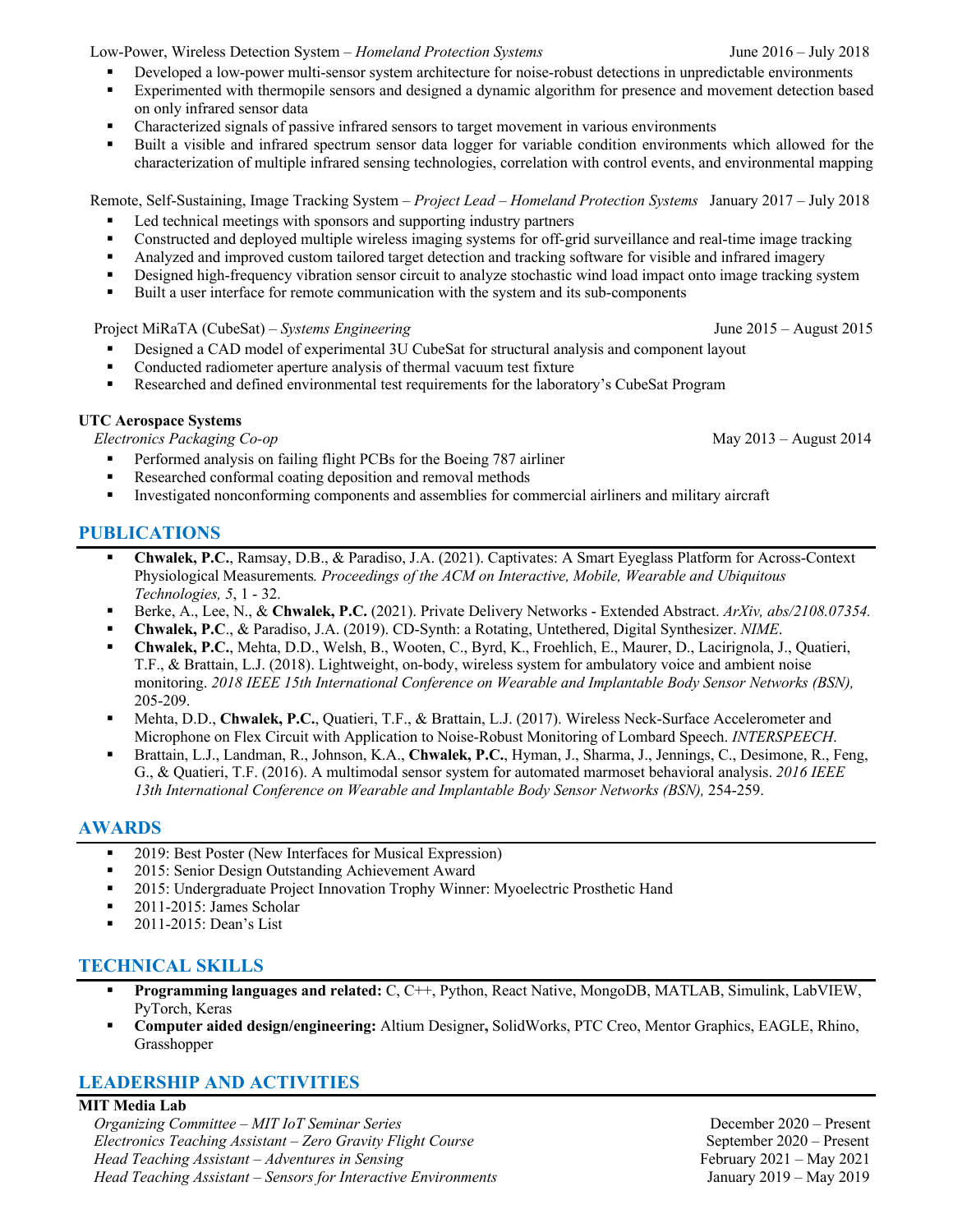Low-Power, Wireless Detection System – *Homeland Protection Systems* June 2016 – July 2018

- Developed a low-power multi-sensor system architecture for noise-robust detections in unpredictable environments
- Experimented with thermopile sensors and designed a dynamic algorithm for presence and movement detection based on only infrared sensor data
- Characterized signals of passive infrared sensors to target movement in various environments
- Built a visible and infrared spectrum sensor data logger for variable condition environments which allowed for the characterization of multiple infrared sensing technologies, correlation with control events, and environmental mapping

Remote, Self-Sustaining, Image Tracking System – *Project Lead – Homeland Protection Systems* January 2017 – July 2018

- Led technical meetings with sponsors and supporting industry partners
- Constructed and deployed multiple wireless imaging systems for off-grid surveillance and real-time image tracking
- Analyzed and improved custom tailored target detection and tracking software for visible and infrared imagery
- Designed high-frequency vibration sensor circuit to analyze stochastic wind load impact onto image tracking system
- Built a user interface for remote communication with the system and its sub-components

Project MiRaTA (CubeSat) – *Systems Engineering* June 2015 – August 2015

- Designed a CAD model of experimental 3U CubeSat for structural analysis and component layout
- Conducted radiometer aperture analysis of thermal vacuum test fixture
- Researched and defined environmental test requirements for the laboratory's CubeSat Program

**UTC Aerospace Systems**
*Electronics Packaging Co-op* May 2013 – August 2014

- Performed analysis on failing flight PCBs for the Boeing 787 airliner
- Researched conformal coating deposition and removal methods
- Investigated nonconforming components and assemblies for commercial airliners and military aircraft

## PUBLICATIONS

- **Chwalek, P.C.**, Ramsay, D.B., & Paradiso, J.A. (2021). Captivates: A Smart Eyeglass Platform for Across-Context Physiological Measurements. *Proceedings of the ACM on Interactive, Mobile, Wearable and Ubiquitous Technologies, 5*, 1 - 32.
- Berke, A., Lee, N., & **Chwalek, P.C.** (2021). Private Delivery Networks - Extended Abstract. *ArXiv, abs/2108.07354.*
- **Chwalek, P.C**., & Paradiso, J.A. (2019). CD-Synth: a Rotating, Untethered, Digital Synthesizer. *NIME*.
- **Chwalek, P.C.**, Mehta, D.D., Welsh, B., Wooten, C., Byrd, K., Froehlich, E., Maurer, D., Lacirignola, J., Quatieri, T.F., & Brattain, L.J. (2018). Lightweight, on-body, wireless system for ambulatory voice and ambient noise monitoring. *2018 IEEE 15th International Conference on Wearable and Implantable Body Sensor Networks (BSN),* 205-209.
- Mehta, D.D., **Chwalek, P.C.**, Quatieri, T.F., & Brattain, L.J. (2017). Wireless Neck-Surface Accelerometer and Microphone on Flex Circuit with Application to Noise-Robust Monitoring of Lombard Speech. *INTERSPEECH*.
- Brattain, L.J., Landman, R., Johnson, K.A., **Chwalek, P.C.**, Hyman, J., Sharma, J., Jennings, C., Desimone, R., Feng, G., & Quatieri, T.F (2016). A multimodal sensor system for automated marmoset behavioral analysis. *2016 IEEE 13th International Conference on Wearable and Implantable Body Sensor Networks (BSN),* 254-259.

## AWARDS

- 2019: Best Poster (New Interfaces for Musical Expression)
- 2015: Senior Design Outstanding Achievement Award
- 2015: Undergraduate Project Innovation Trophy Winner: Myoelectric Prosthetic Hand
- 2011-2015: James Scholar
- 2011-2015: Dean's List

## TECHNICAL SKILLS

- **Programming languages and related:** C, C++, Python, React Native, MongoDB, MATLAB, Simulink, LabVIEW, PyTorch, Keras
- **Computer aided design/engineering:** Altium Designer**,** SolidWorks, PTC Creo, Mentor Graphics, EAGLE, Rhino, Grasshopper

## LEADERSHIP AND ACTIVITIES

**MIT Media Lab**
*Organizing Committee – MIT IoT Seminar Series* December 2020 – Present
*Electronics Teaching Assistant – Zero Gravity Flight Course* September 2020 – Present
*Head Teaching Assistant – Adventures in Sensing* February 2021 – May 2021
*Head Teaching Assistant – Sensors for Interactive Environments* January 2019 – May 2019